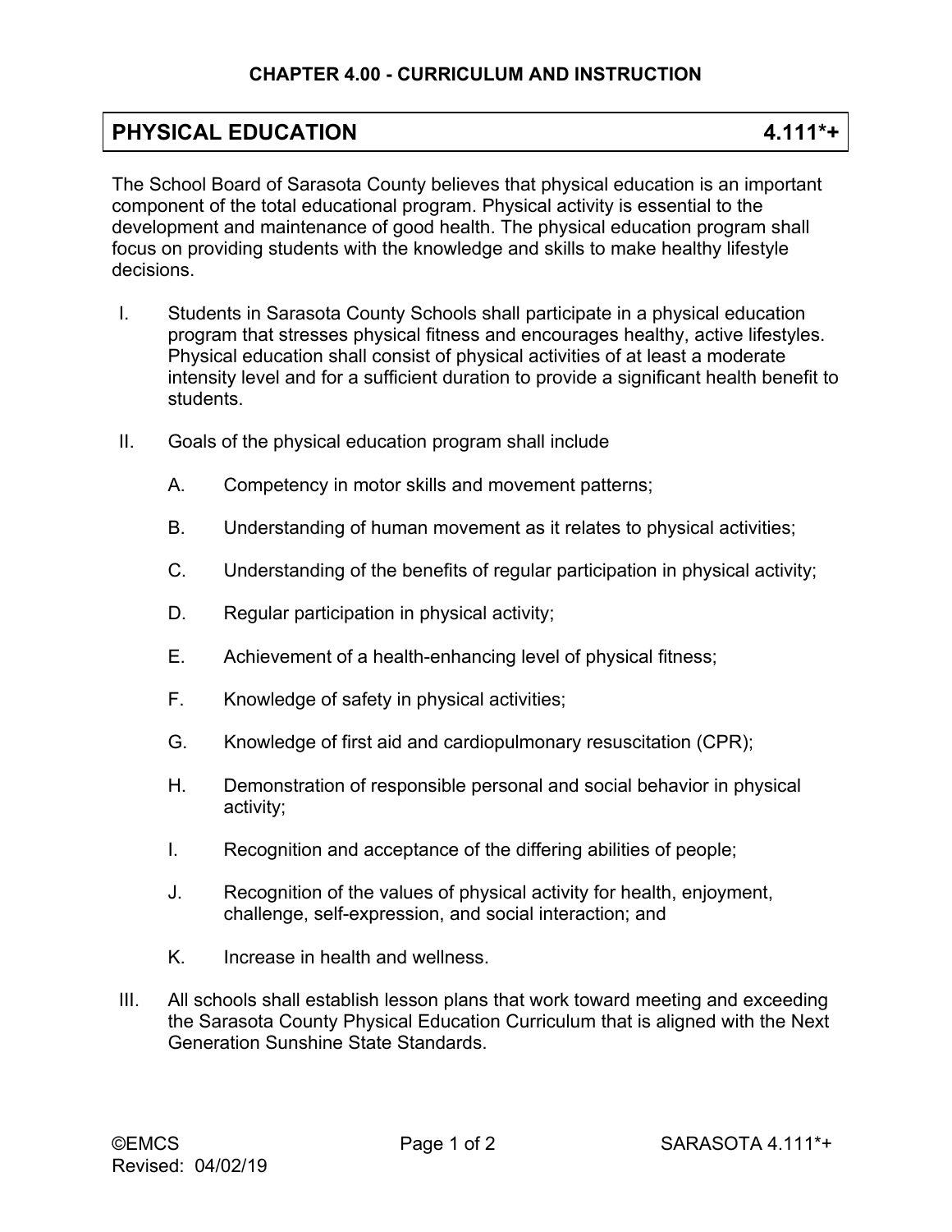## CHAPTER 4.00 - CURRICULUM AND INSTRUCTION

# PHYSICAL EDUCATION 4.111*+

The School Board of Sarasota County believes that physical education is an important component of the total educational program. Physical activity is essential to the development and maintenance of good health. The physical education program shall focus on providing students with the knowledge and skills to make healthy lifestyle decisions.

I. Students in Sarasota County Schools shall participate in a physical education program that stresses physical fitness and encourages healthy, active lifestyles. Physical education shall consist of physical activities of at least a moderate intensity level and for a sufficient duration to provide a significant health benefit to students.

II. Goals of the physical education program shall include

   A. Competency in motor skills and movement patterns;

   B. Understanding of human movement as it relates to physical activities;

   C. Understanding of the benefits of regular participation in physical activity;

   D. Regular participation in physical activity;

   E. Achievement of a health-enhancing level of physical fitness;

   F. Knowledge of safety in physical activities;

   G. Knowledge of first aid and cardiopulmonary resuscitation (CPR);

   H. Demonstration of responsible personal and social behavior in physical activity;

   I. Recognition and acceptance of the differing abilities of people;

   J. Recognition of the values of physical activity for health, enjoyment, challenge, self-expression, and social interaction; and

   K. Increase in health and wellness.

III. All schools shall establish lesson plans that work toward meeting and exceeding the Sarasota County Physical Education Curriculum that is aligned with the Next Generation Sunshine State Standards.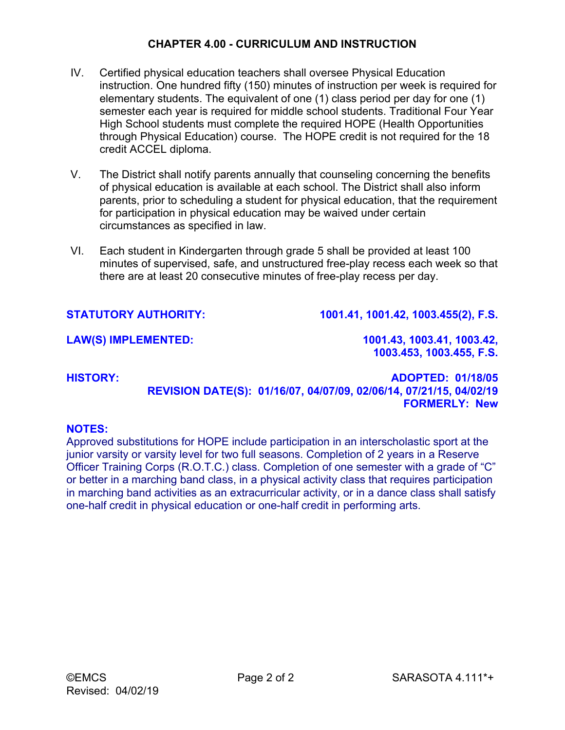## CHAPTER 4.00 - CURRICULUM AND INSTRUCTION

IV. Certified physical education teachers shall oversee Physical Education instruction. One hundred fifty (150) minutes of instruction per week is required for elementary students. The equivalent of one (1) class period per day for one (1) semester each year is required for middle school students. Traditional Four Year High School students must complete the required HOPE (Health Opportunities through Physical Education) course. The HOPE credit is not required for the 18 credit ACCEL diploma.

V. The District shall notify parents annually that counseling concerning the benefits of physical education is available at each school. The District shall also inform parents, prior to scheduling a student for physical education, that the requirement for participation in physical education may be waived under certain circumstances as specified in law.

VI. Each student in Kindergarten through grade 5 shall be provided at least 100 minutes of supervised, safe, and unstructured free-play recess each week so that there are at least 20 consecutive minutes of free-play recess per day.

**STATUTORY AUTHORITY:** **1001.41, 1001.42, 1003.455(2), F.S.**

**LAW(S) IMPLEMENTED:** **1001.43, 1003.41, 1003.42, 1003.453, 1003.455, F.S.**

**HISTORY:** **ADOPTED: 01/18/05**
**REVISION DATE(S): 01/16/07, 04/07/09, 02/06/14, 07/21/15, 04/02/19**
**FORMERLY: New**

**NOTES:**
Approved substitutions for HOPE include participation in an interscholastic sport at the junior varsity or varsity level for two full seasons. Completion of 2 years in a Reserve Officer Training Corps (R.O.T.C.) class. Completion of one semester with a grade of "C" or better in a marching band class, in a physical activity class that requires participation in marching band activities as an extracurricular activity, or in a dance class shall satisfy one-half credit in physical education or one-half credit in performing arts.